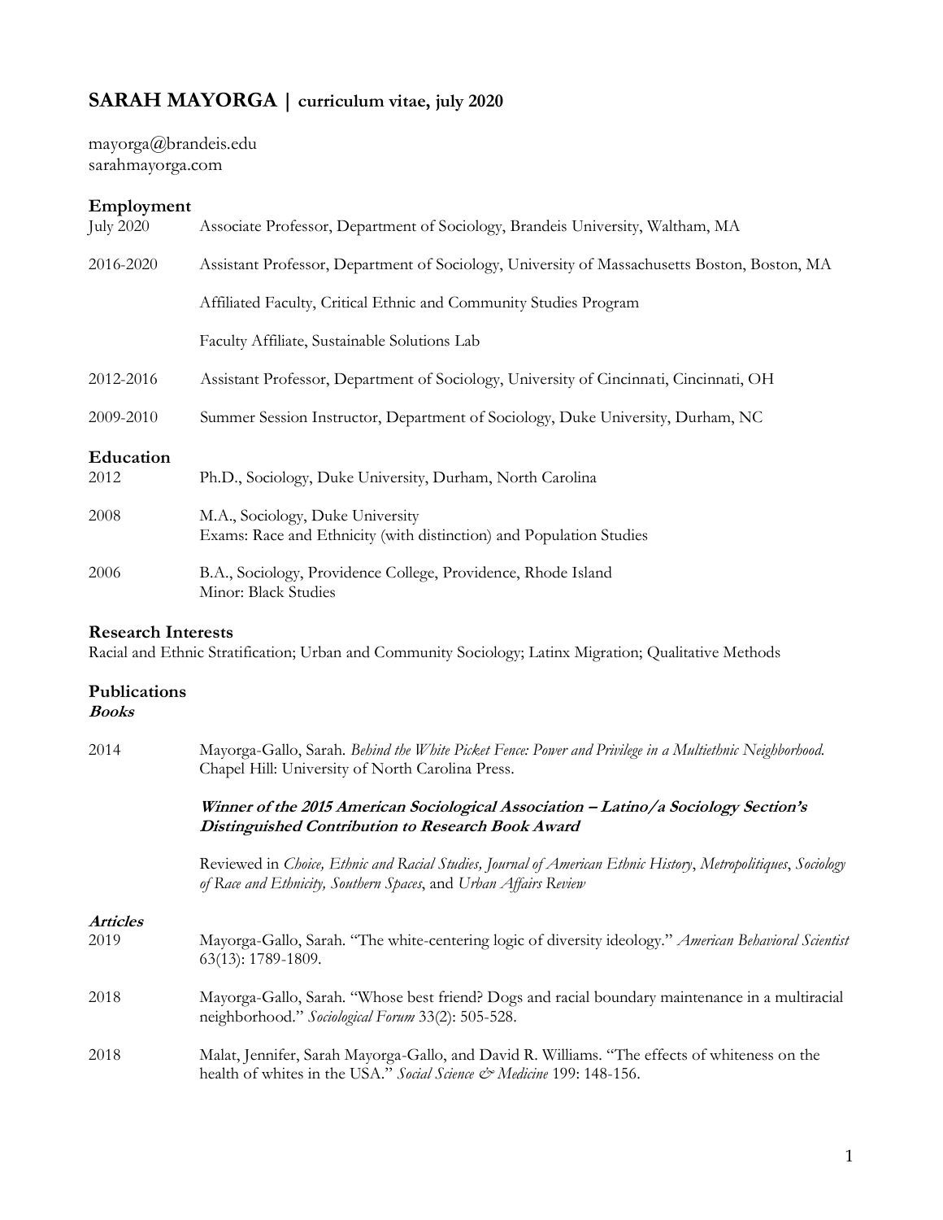# SARAH MAYORGA | curriculum vitae, july 2020

mayorga@brandeis.edu
sarahmayorga.com

## Employment

| | |
|---|---|
| July 2020 | Associate Professor, Department of Sociology, Brandeis University, Waltham, MA |
| 2016-2020 | Assistant Professor, Department of Sociology, University of Massachusetts Boston, Boston, MA |
| | Affiliated Faculty, Critical Ethnic and Community Studies Program |
| | Faculty Affiliate, Sustainable Solutions Lab |
| 2012-2016 | Assistant Professor, Department of Sociology, University of Cincinnati, Cincinnati, OH |
| 2009-2010 | Summer Session Instructor, Department of Sociology, Duke University, Durham, NC |

## Education

| | |
|---|---|
| 2012 | Ph.D., Sociology, Duke University, Durham, North Carolina |
| 2008 | M.A., Sociology, Duke University<br>Exams: Race and Ethnicity (with distinction) and Population Studies |
| 2006 | B.A., Sociology, Providence College, Providence, Rhode Island<br>Minor: Black Studies |

## Research Interests

Racial and Ethnic Stratification; Urban and Community Sociology; Latinx Migration; Qualitative Methods

## Publications

### *Books*

2014 Mayorga-Gallo, Sarah. *Behind the White Picket Fence: Power and Privilege in a Multiethnic Neighborhood.* Chapel Hill: University of North Carolina Press.

***Winner of the 2015 American Sociological Association – Latino/a Sociology Section's Distinguished Contribution to Research Book Award***

Reviewed in *Choice, Ethnic and Racial Studies, Journal of American Ethnic History*, *Metropolitiques*, *Sociology of Race and Ethnicity, Southern Spaces*, and *Urban Affairs Review*

### *Articles*

2019 Mayorga-Gallo, Sarah. "The white-centering logic of diversity ideology." *American Behavioral Scientist* 63(13): 1789-1809.

2018 Mayorga-Gallo, Sarah. "Whose best friend? Dogs and racial boundary maintenance in a multiracial neighborhood." *Sociological Forum* 33(2): 505-528.

2018 Malat, Jennifer, Sarah Mayorga-Gallo, and David R. Williams. "The effects of whiteness on the health of whites in the USA." *Social Science & Medicine* 199: 148-156.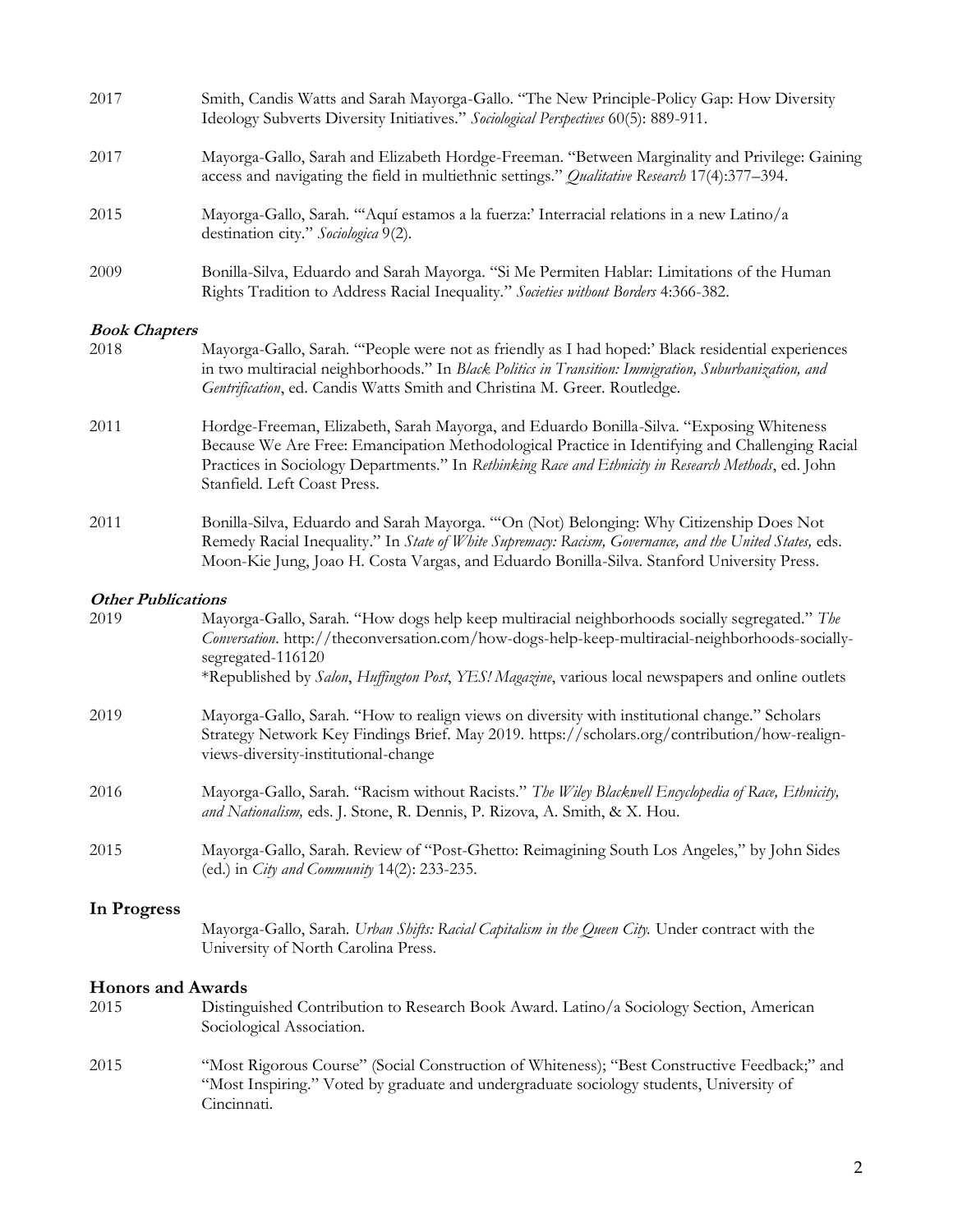2017 Smith, Candis Watts and Sarah Mayorga-Gallo. "The New Principle-Policy Gap: How Diversity Ideology Subverts Diversity Initiatives." *Sociological Perspectives* 60(5): 889-911.

2017 Mayorga-Gallo, Sarah and Elizabeth Hordge-Freeman. "Between Marginality and Privilege: Gaining access and navigating the field in multiethnic settings." *Qualitative Research* 17(4):377–394.

2015 Mayorga-Gallo, Sarah. "'Aquí estamos a la fuerza:' Interracial relations in a new Latino/a destination city." *Sociologica* 9(2).

2009 Bonilla-Silva, Eduardo and Sarah Mayorga. "Si Me Permiten Hablar: Limitations of the Human Rights Tradition to Address Racial Inequality." *Societies without Borders* 4:366-382.

***Book Chapters***

2018 Mayorga-Gallo, Sarah. "'People were not as friendly as I had hoped:' Black residential experiences in two multiracial neighborhoods." In *Black Politics in Transition: Immigration, Suburbanization, and Gentrification*, ed. Candis Watts Smith and Christina M. Greer. Routledge.

2011 Hordge-Freeman, Elizabeth, Sarah Mayorga, and Eduardo Bonilla-Silva. "Exposing Whiteness Because We Are Free: Emancipation Methodological Practice in Identifying and Challenging Racial Practices in Sociology Departments." In *Rethinking Race and Ethnicity in Research Methods*, ed. John Stanfield. Left Coast Press.

2011 Bonilla-Silva, Eduardo and Sarah Mayorga. "'On (Not) Belonging: Why Citizenship Does Not Remedy Racial Inequality." In *State of White Supremacy: Racism, Governance, and the United States,* eds. Moon-Kie Jung, Joao H. Costa Vargas, and Eduardo Bonilla-Silva. Stanford University Press.

***Other Publications***

2019 Mayorga-Gallo, Sarah. "How dogs help keep multiracial neighborhoods socially segregated." *The Conversation*. http://theconversation.com/how-dogs-help-keep-multiracial-neighborhoods-socially-segregated-116120
*Republished by *Salon*, *Huffington Post*, *YES! Magazine*, various local newspapers and online outlets

2019 Mayorga-Gallo, Sarah. "How to realign views on diversity with institutional change." Scholars Strategy Network Key Findings Brief. May 2019. https://scholars.org/contribution/how-realign-views-diversity-institutional-change

2016 Mayorga-Gallo, Sarah. "Racism without Racists." *The Wiley Blackwell Encyclopedia of Race, Ethnicity, and Nationalism,* eds. J. Stone, R. Dennis, P. Rizova, A. Smith, & X. Hou.

2015 Mayorga-Gallo, Sarah. Review of "Post-Ghetto: Reimagining South Los Angeles," by John Sides (ed.) in *City and Community* 14(2): 233-235.

## In Progress

Mayorga-Gallo, Sarah. *Urban Shifts: Racial Capitalism in the Queen City.* Under contract with the University of North Carolina Press.

## Honors and Awards

2015 Distinguished Contribution to Research Book Award. Latino/a Sociology Section, American Sociological Association.

2015 "Most Rigorous Course" (Social Construction of Whiteness); "Best Constructive Feedback;" and "Most Inspiring." Voted by graduate and undergraduate sociology students, University of Cincinnati.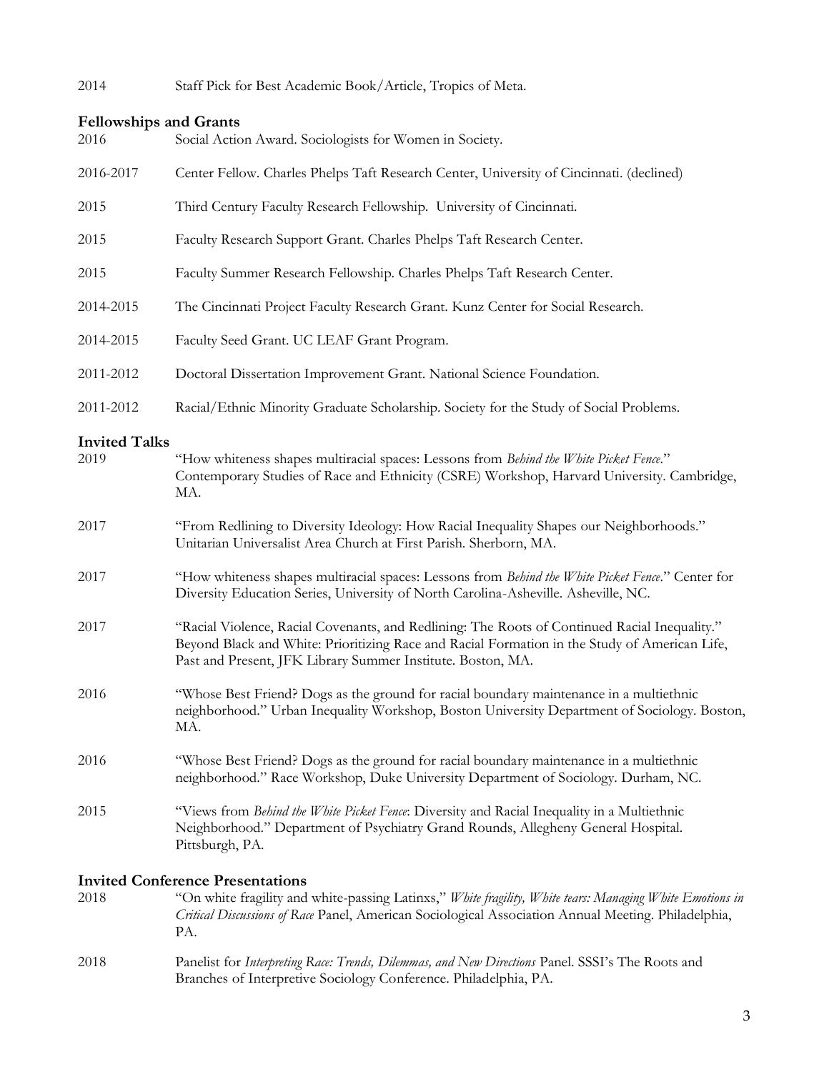2014 Staff Pick for Best Academic Book/Article, Tropics of Meta.

### Fellowships and Grants

2016 Social Action Award. Sociologists for Women in Society.

2016-2017 Center Fellow. Charles Phelps Taft Research Center, University of Cincinnati. (declined)

2015 Third Century Faculty Research Fellowship. University of Cincinnati.

2015 Faculty Research Support Grant. Charles Phelps Taft Research Center.

2015 Faculty Summer Research Fellowship. Charles Phelps Taft Research Center.

2014-2015 The Cincinnati Project Faculty Research Grant. Kunz Center for Social Research.

2014-2015 Faculty Seed Grant. UC LEAF Grant Program.

2011-2012 Doctoral Dissertation Improvement Grant. National Science Foundation.

2011-2012 Racial/Ethnic Minority Graduate Scholarship. Society for the Study of Social Problems.

### Invited Talks

2019 "How whiteness shapes multiracial spaces: Lessons from *Behind the White Picket Fence*." Contemporary Studies of Race and Ethnicity (CSRE) Workshop, Harvard University. Cambridge, MA.

2017 "From Redlining to Diversity Ideology: How Racial Inequality Shapes our Neighborhoods." Unitarian Universalist Area Church at First Parish. Sherborn, MA.

2017 "How whiteness shapes multiracial spaces: Lessons from *Behind the White Picket Fence*." Center for Diversity Education Series, University of North Carolina-Asheville. Asheville, NC.

2017 "Racial Violence, Racial Covenants, and Redlining: The Roots of Continued Racial Inequality." Beyond Black and White: Prioritizing Race and Racial Formation in the Study of American Life, Past and Present, JFK Library Summer Institute. Boston, MA.

2016 "Whose Best Friend? Dogs as the ground for racial boundary maintenance in a multiethnic neighborhood." Urban Inequality Workshop, Boston University Department of Sociology. Boston, MA.

2016 "Whose Best Friend? Dogs as the ground for racial boundary maintenance in a multiethnic neighborhood." Race Workshop, Duke University Department of Sociology. Durham, NC.

2015 "Views from *Behind the White Picket Fence*: Diversity and Racial Inequality in a Multiethnic Neighborhood." Department of Psychiatry Grand Rounds, Allegheny General Hospital. Pittsburgh, PA.

### Invited Conference Presentations

2018 "On white fragility and white-passing Latinxs," *White fragility, White tears: Managing White Emotions in Critical Discussions of Race* Panel, American Sociological Association Annual Meeting. Philadelphia, PA.

2018 Panelist for *Interpreting Race: Trends, Dilemmas, and New Directions* Panel. SSSI's The Roots and Branches of Interpretive Sociology Conference. Philadelphia, PA.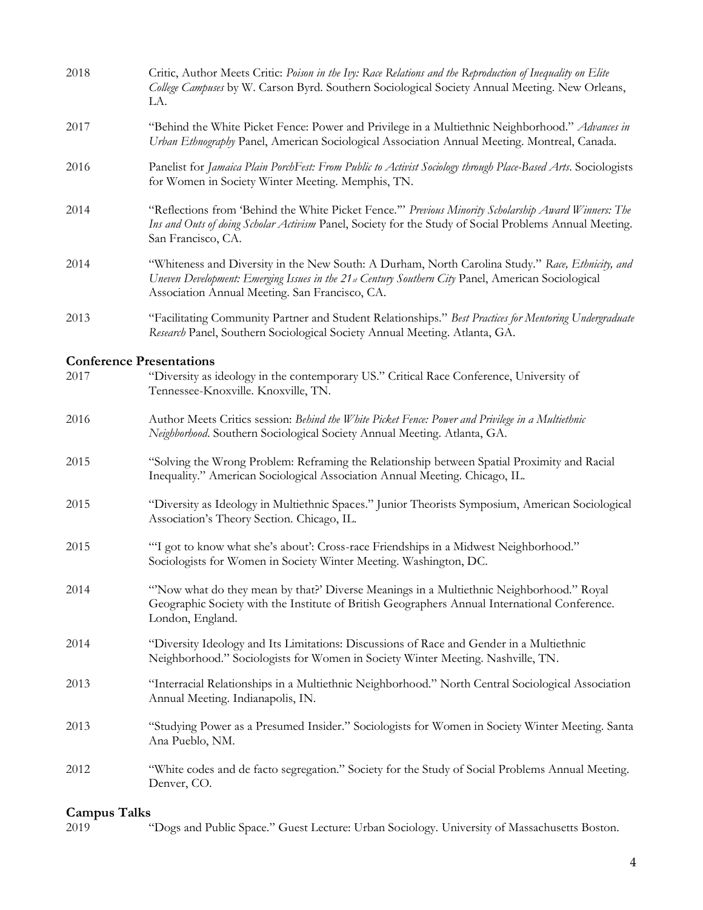2018 Critic, Author Meets Critic: *Poison in the Ivy: Race Relations and the Reproduction of Inequality on Elite College Campuses* by W. Carson Byrd. Southern Sociological Society Annual Meeting. New Orleans, LA.

2017 "Behind the White Picket Fence: Power and Privilege in a Multiethnic Neighborhood." *Advances in Urban Ethnography* Panel, American Sociological Association Annual Meeting. Montreal, Canada.

2016 Panelist for *Jamaica Plain PorchFest: From Public to Activist Sociology through Place-Based Arts*. Sociologists for Women in Society Winter Meeting. Memphis, TN.

2014 "Reflections from 'Behind the White Picket Fence.'" *Previous Minority Scholarship Award Winners: The Ins and Outs of doing Scholar Activism* Panel, Society for the Study of Social Problems Annual Meeting. San Francisco, CA.

2014 "Whiteness and Diversity in the New South: A Durham, North Carolina Study." *Race, Ethnicity, and Uneven Development: Emerging Issues in the 21st Century Southern City* Panel, American Sociological Association Annual Meeting. San Francisco, CA.

2013 "Facilitating Community Partner and Student Relationships." *Best Practices for Mentoring Undergraduate Research* Panel, Southern Sociological Society Annual Meeting. Atlanta, GA.

## Conference Presentations

2017 "Diversity as ideology in the contemporary US." Critical Race Conference, University of Tennessee-Knoxville. Knoxville, TN.

2016 Author Meets Critics session: *Behind the White Picket Fence: Power and Privilege in a Multiethnic Neighborhood*. Southern Sociological Society Annual Meeting. Atlanta, GA.

2015 "Solving the Wrong Problem: Reframing the Relationship between Spatial Proximity and Racial Inequality." American Sociological Association Annual Meeting. Chicago, IL.

2015 "Diversity as Ideology in Multiethnic Spaces." Junior Theorists Symposium, American Sociological Association's Theory Section. Chicago, IL.

2015 "'I got to know what she's about': Cross-race Friendships in a Midwest Neighborhood." Sociologists for Women in Society Winter Meeting. Washington, DC.

2014 "'Now what do they mean by that?' Diverse Meanings in a Multiethnic Neighborhood." Royal Geographic Society with the Institute of British Geographers Annual International Conference. London, England.

2014 "Diversity Ideology and Its Limitations: Discussions of Race and Gender in a Multiethnic Neighborhood." Sociologists for Women in Society Winter Meeting. Nashville, TN.

2013 "Interracial Relationships in a Multiethnic Neighborhood." North Central Sociological Association Annual Meeting. Indianapolis, IN.

2013 "Studying Power as a Presumed Insider." Sociologists for Women in Society Winter Meeting. Santa Ana Pueblo, NM.

2012 "White codes and de facto segregation." Society for the Study of Social Problems Annual Meeting. Denver, CO.

## Campus Talks

2019 "Dogs and Public Space." Guest Lecture: Urban Sociology. University of Massachusetts Boston.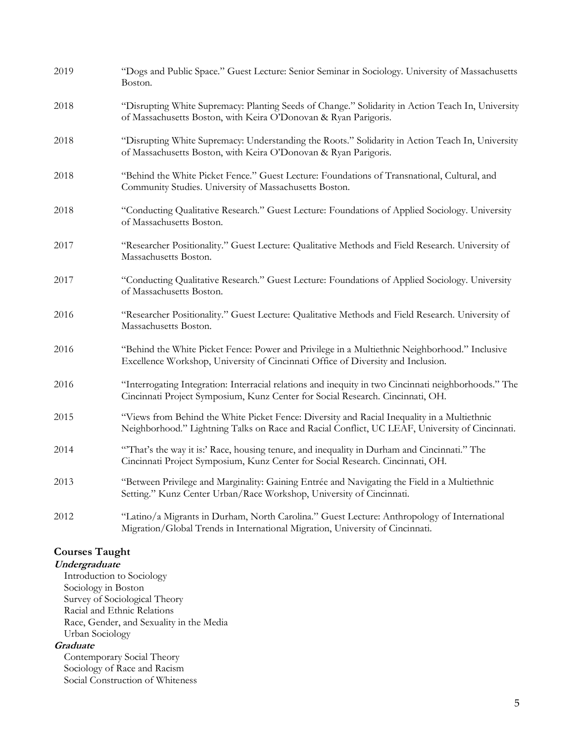2019 "Dogs and Public Space." Guest Lecture: Senior Seminar in Sociology. University of Massachusetts Boston.

2018 "Disrupting White Supremacy: Planting Seeds of Change." Solidarity in Action Teach In, University of Massachusetts Boston, with Keira O'Donovan & Ryan Parigoris.

2018 "Disrupting White Supremacy: Understanding the Roots." Solidarity in Action Teach In, University of Massachusetts Boston, with Keira O'Donovan & Ryan Parigoris.

2018 "Behind the White Picket Fence." Guest Lecture: Foundations of Transnational, Cultural, and Community Studies. University of Massachusetts Boston.

2018 "Conducting Qualitative Research." Guest Lecture: Foundations of Applied Sociology. University of Massachusetts Boston.

2017 "Researcher Positionality." Guest Lecture: Qualitative Methods and Field Research. University of Massachusetts Boston.

2017 "Conducting Qualitative Research." Guest Lecture: Foundations of Applied Sociology. University of Massachusetts Boston.

2016 "Researcher Positionality." Guest Lecture: Qualitative Methods and Field Research. University of Massachusetts Boston.

2016 "Behind the White Picket Fence: Power and Privilege in a Multiethnic Neighborhood." Inclusive Excellence Workshop, University of Cincinnati Office of Diversity and Inclusion.

2016 "Interrogating Integration: Interracial relations and inequity in two Cincinnati neighborhoods." The Cincinnati Project Symposium, Kunz Center for Social Research. Cincinnati, OH.

2015 "Views from Behind the White Picket Fence: Diversity and Racial Inequality in a Multiethnic Neighborhood." Lightning Talks on Race and Racial Conflict, UC LEAF, University of Cincinnati.

2014 "'That's the way it is:' Race, housing tenure, and inequality in Durham and Cincinnati." The Cincinnati Project Symposium, Kunz Center for Social Research. Cincinnati, OH.

2013 "Between Privilege and Marginality: Gaining Entrée and Navigating the Field in a Multiethnic Setting." Kunz Center Urban/Race Workshop, University of Cincinnati.

2012 "Latino/a Migrants in Durham, North Carolina." Guest Lecture: Anthropology of International Migration/Global Trends in International Migration, University of Cincinnati.

## Courses Taught

***Undergraduate***

Introduction to Sociology
Sociology in Boston
Survey of Sociological Theory
Racial and Ethnic Relations
Race, Gender, and Sexuality in the Media
Urban Sociology

***Graduate***

Contemporary Social Theory
Sociology of Race and Racism
Social Construction of Whiteness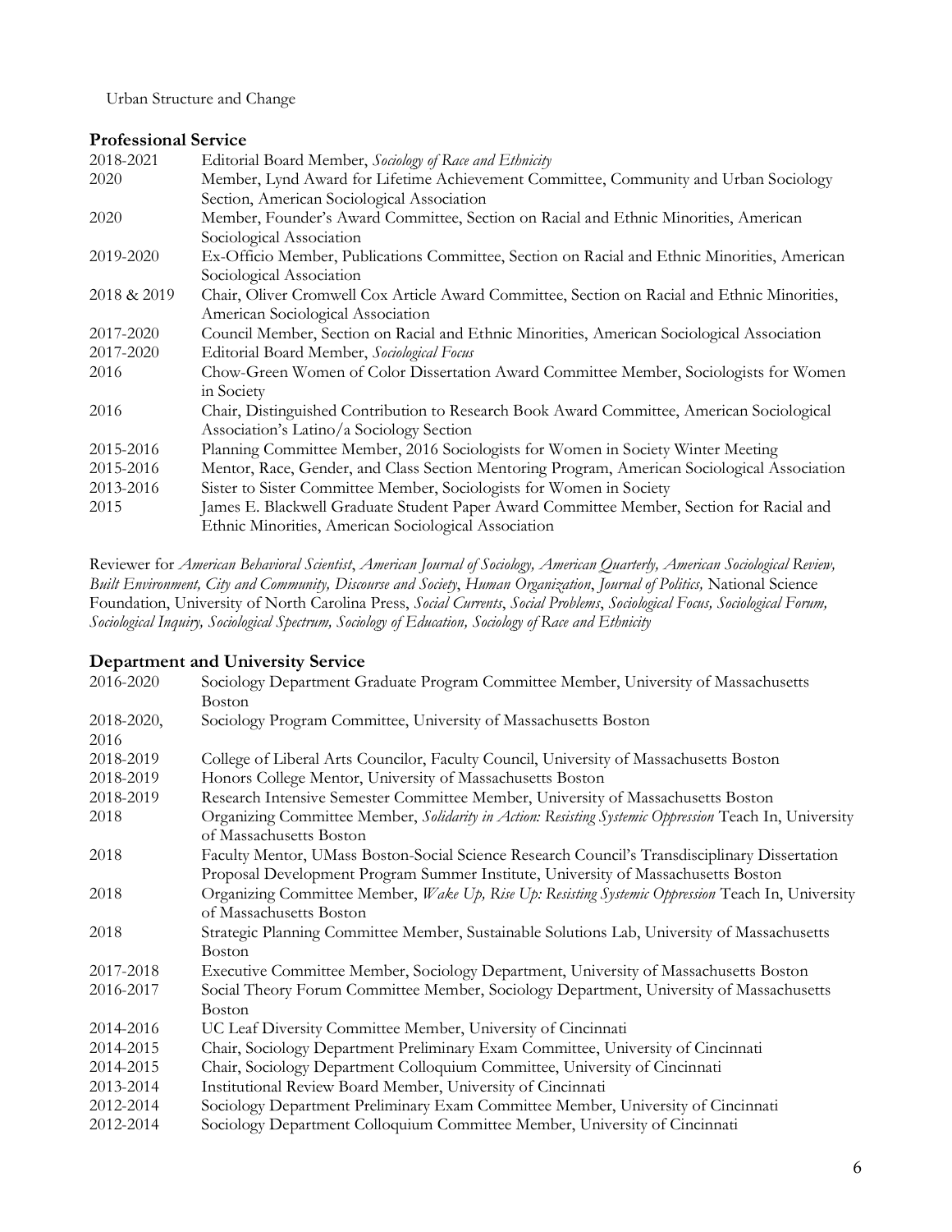Urban Structure and Change

## Professional Service

| | |
|---|---|
| 2018-2021 | Editorial Board Member, *Sociology of Race and Ethnicity* |
| 2020 | Member, Lynd Award for Lifetime Achievement Committee, Community and Urban Sociology Section, American Sociological Association |
| 2020 | Member, Founder's Award Committee, Section on Racial and Ethnic Minorities, American Sociological Association |
| 2019-2020 | Ex-Officio Member, Publications Committee, Section on Racial and Ethnic Minorities, American Sociological Association |
| 2018 & 2019 | Chair, Oliver Cromwell Cox Article Award Committee, Section on Racial and Ethnic Minorities, American Sociological Association |
| 2017-2020 | Council Member, Section on Racial and Ethnic Minorities, American Sociological Association |
| 2017-2020 | Editorial Board Member, *Sociological Focus* |
| 2016 | Chow-Green Women of Color Dissertation Award Committee Member, Sociologists for Women in Society |
| 2016 | Chair, Distinguished Contribution to Research Book Award Committee, American Sociological Association's Latino/a Sociology Section |
| 2015-2016 | Planning Committee Member, 2016 Sociologists for Women in Society Winter Meeting |
| 2015-2016 | Mentor, Race, Gender, and Class Section Mentoring Program, American Sociological Association |
| 2013-2016 | Sister to Sister Committee Member, Sociologists for Women in Society |
| 2015 | James E. Blackwell Graduate Student Paper Award Committee Member, Section for Racial and Ethnic Minorities, American Sociological Association |

Reviewer for *American Behavioral Scientist*, *American Journal of Sociology, American Quarterly, American Sociological Review, Built Environment, City and Community, Discourse and Society*, *Human Organization*, *Journal of Politics,* National Science Foundation, University of North Carolina Press, *Social Currents*, *Social Problems*, *Sociological Focus, Sociological Forum, Sociological Inquiry, Sociological Spectrum, Sociology of Education, Sociology of Race and Ethnicity*

## Department and University Service

| | |
|---|---|
| 2016-2020 | Sociology Department Graduate Program Committee Member, University of Massachusetts Boston |
| 2018-2020, 2016 | Sociology Program Committee, University of Massachusetts Boston |
| 2018-2019 | College of Liberal Arts Councilor, Faculty Council, University of Massachusetts Boston |
| 2018-2019 | Honors College Mentor, University of Massachusetts Boston |
| 2018-2019 | Research Intensive Semester Committee Member, University of Massachusetts Boston |
| 2018 | Organizing Committee Member, *Solidarity in Action: Resisting Systemic Oppression* Teach In, University of Massachusetts Boston |
| 2018 | Faculty Mentor, UMass Boston-Social Science Research Council's Transdisciplinary Dissertation Proposal Development Program Summer Institute, University of Massachusetts Boston |
| 2018 | Organizing Committee Member, *Wake Up, Rise Up: Resisting Systemic Oppression* Teach In, University of Massachusetts Boston |
| 2018 | Strategic Planning Committee Member, Sustainable Solutions Lab, University of Massachusetts Boston |
| 2017-2018 | Executive Committee Member, Sociology Department, University of Massachusetts Boston |
| 2016-2017 | Social Theory Forum Committee Member, Sociology Department, University of Massachusetts Boston |
| 2014-2016 | UC Leaf Diversity Committee Member, University of Cincinnati |
| 2014-2015 | Chair, Sociology Department Preliminary Exam Committee, University of Cincinnati |
| 2014-2015 | Chair, Sociology Department Colloquium Committee, University of Cincinnati |
| 2013-2014 | Institutional Review Board Member, University of Cincinnati |
| 2012-2014 | Sociology Department Preliminary Exam Committee Member, University of Cincinnati |
| 2012-2014 | Sociology Department Colloquium Committee Member, University of Cincinnati |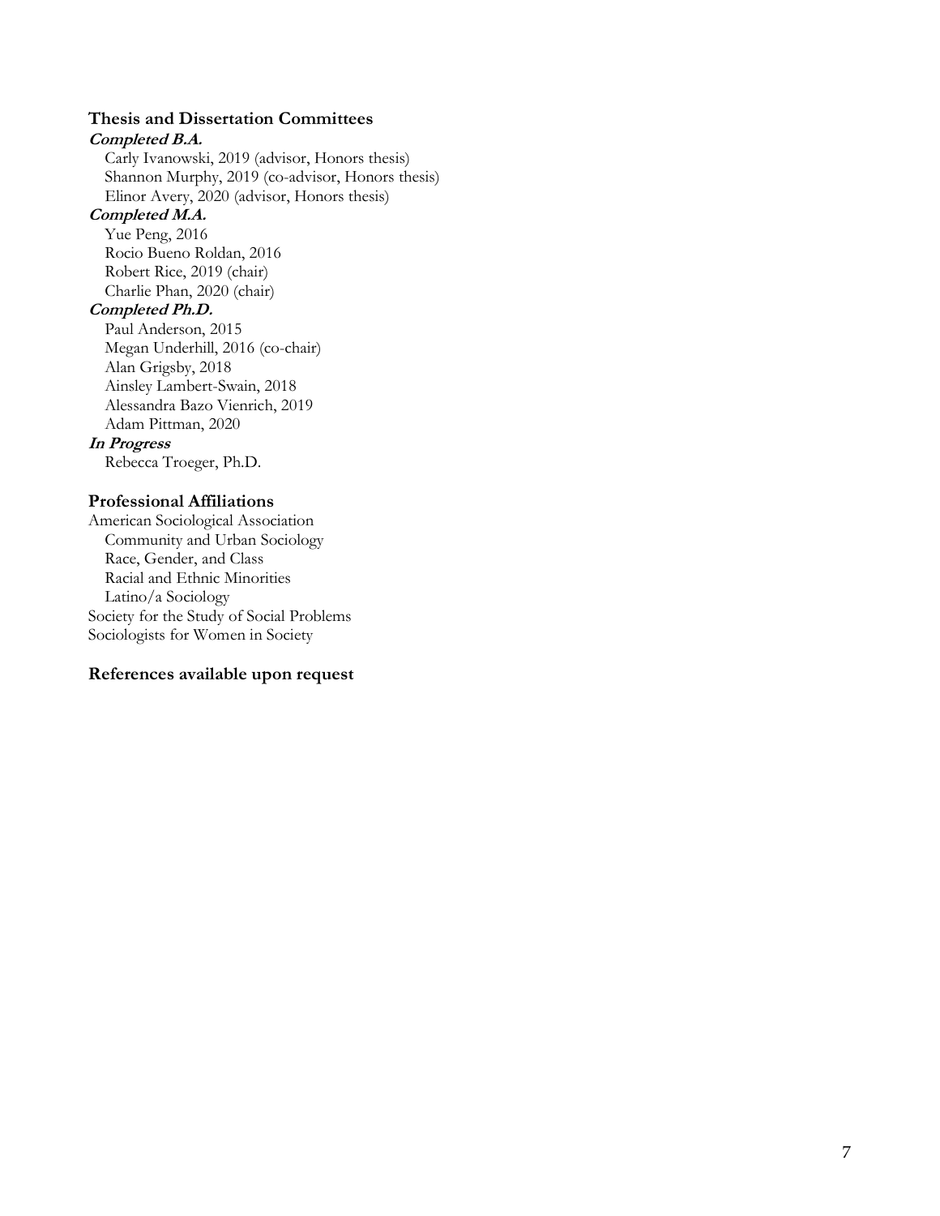## Thesis and Dissertation Committees

***Completed B.A.***

Carly Ivanowski, 2019 (advisor, Honors thesis)
Shannon Murphy, 2019 (co-advisor, Honors thesis)
Elinor Avery, 2020 (advisor, Honors thesis)

***Completed M.A.***

Yue Peng, 2016
Rocio Bueno Roldan, 2016
Robert Rice, 2019 (chair)
Charlie Phan, 2020 (chair)

***Completed Ph.D.***

Paul Anderson, 2015
Megan Underhill, 2016 (co-chair)
Alan Grigsby, 2018
Ainsley Lambert-Swain, 2018
Alessandra Bazo Vienrich, 2019
Adam Pittman, 2020

***In Progress***

Rebecca Troeger, Ph.D.

## Professional Affiliations

American Sociological Association
- Community and Urban Sociology
- Race, Gender, and Class
- Racial and Ethnic Minorities
- Latino/a Sociology

Society for the Study of Social Problems
Sociologists for Women in Society

## References available upon request